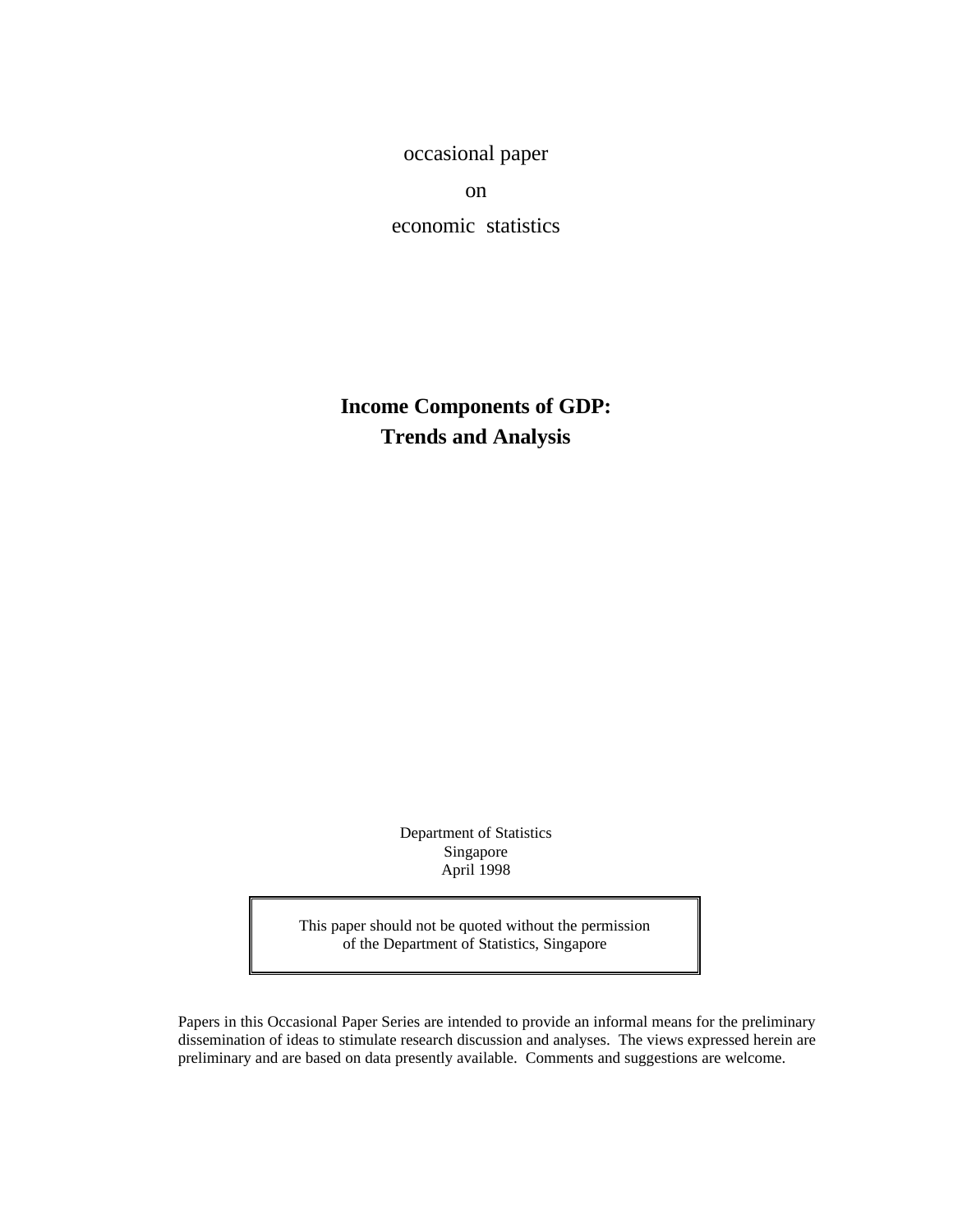occasional paper

on

economic statistics

# Income Components of GDP: Trends and Analysis

Department of Statistics
Singapore
April 1998

> This paper should not be quoted without the permission of the Department of Statistics, Singapore

Papers in this Occasional Paper Series are intended to provide an informal means for the preliminary dissemination of ideas to stimulate research discussion and analyses. The views expressed herein are preliminary and are based on data presently available. Comments and suggestions are welcome.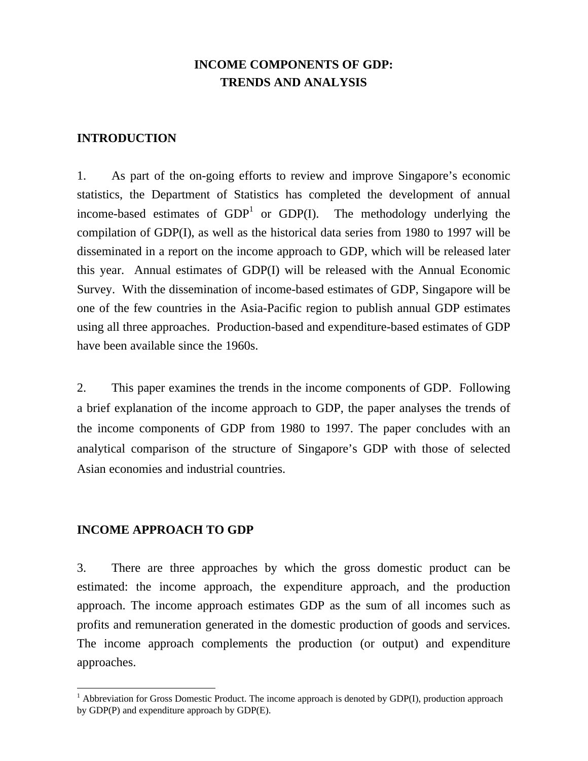# INCOME COMPONENTS OF GDP: TRENDS AND ANALYSIS

## INTRODUCTION

1. As part of the on-going efforts to review and improve Singapore's economic statistics, the Department of Statistics has completed the development of annual income-based estimates of GDP[1] or GDP(I). The methodology underlying the compilation of GDP(I), as well as the historical data series from 1980 to 1997 will be disseminated in a report on the income approach to GDP, which will be released later this year. Annual estimates of GDP(I) will be released with the Annual Economic Survey. With the dissemination of income-based estimates of GDP, Singapore will be one of the few countries in the Asia-Pacific region to publish annual GDP estimates using all three approaches. Production-based and expenditure-based estimates of GDP have been available since the 1960s.

2. This paper examines the trends in the income components of GDP. Following a brief explanation of the income approach to GDP, the paper analyses the trends of the income components of GDP from 1980 to 1997. The paper concludes with an analytical comparison of the structure of Singapore's GDP with those of selected Asian economies and industrial countries.

## INCOME APPROACH TO GDP

3. There are three approaches by which the gross domestic product can be estimated: the income approach, the expenditure approach, and the production approach. The income approach estimates GDP as the sum of all incomes such as profits and remuneration generated in the domestic production of goods and services. The income approach complements the production (or output) and expenditure approaches.

---

[1] Abbreviation for Gross Domestic Product. The income approach is denoted by GDP(I), production approach by GDP(P) and expenditure approach by GDP(E).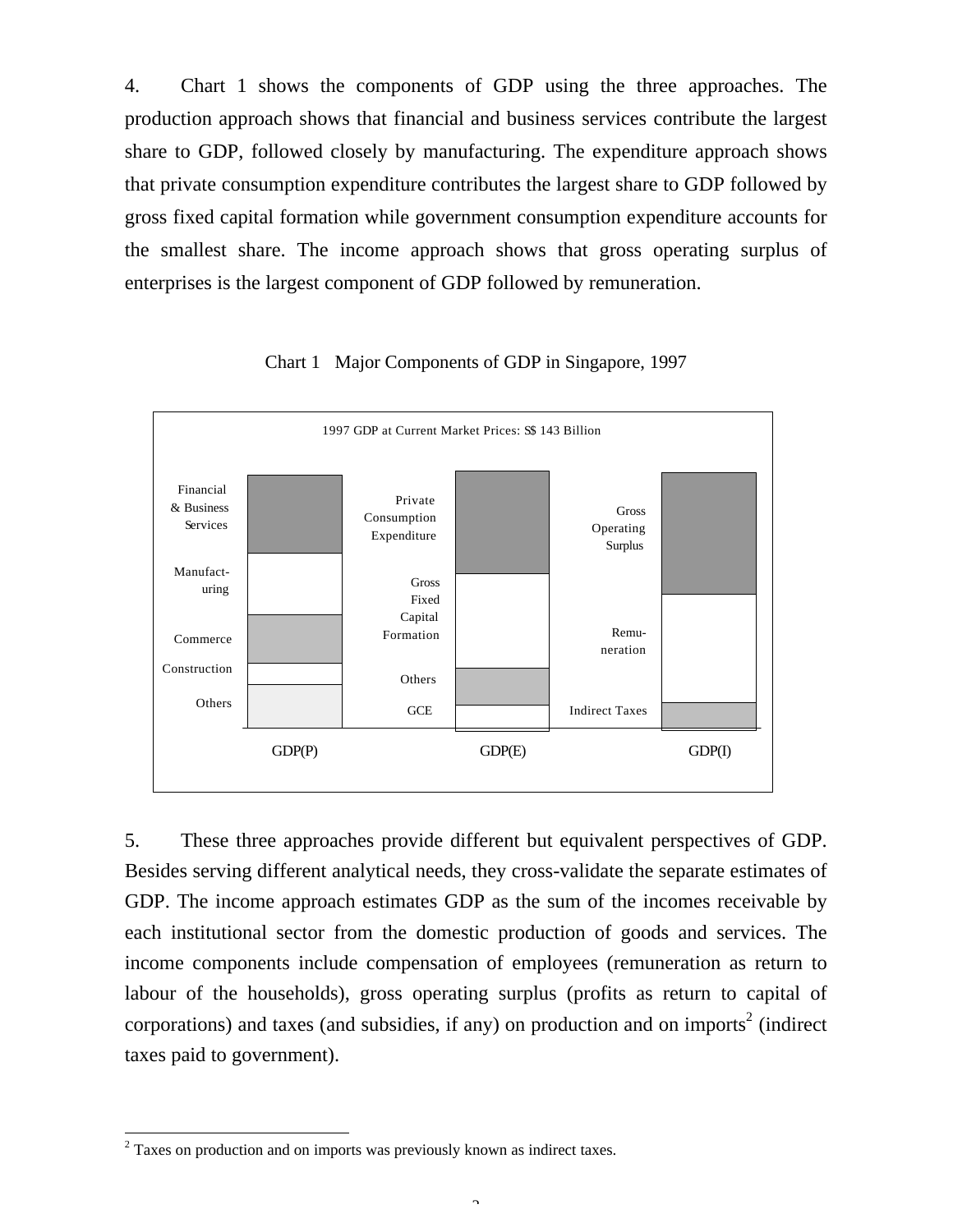4. Chart 1 shows the components of GDP using the three approaches. The production approach shows that financial and business services contribute the largest share to GDP, followed closely by manufacturing. The expenditure approach shows that private consumption expenditure contributes the largest share to GDP followed by gross fixed capital formation while government consumption expenditure accounts for the smallest share. The income approach shows that gross operating surplus of enterprises is the largest component of GDP followed by remuneration.

Chart 1 Major Components of GDP in Singapore, 1997

1997 GDP at Current Market Prices: S$ 143 Billion

| GDP(P) | GDP(E) | GDP(I) |
| --- | --- | --- |
| Financial & Business Services | Private Consumption Expenditure | Gross Operating Surplus |
| Manufacturing | Gross Fixed Capital Formation | Remuneration |
| Commerce | Others | Indirect Taxes |
| Construction | GCE | |
| Others | | |

5. These three approaches provide different but equivalent perspectives of GDP. Besides serving different analytical needs, they cross-validate the separate estimates of GDP. The income approach estimates GDP as the sum of the incomes receivable by each institutional sector from the domestic production of goods and services. The income components include compensation of employees (remuneration as return to labour of the households), gross operating surplus (profits as return to capital of corporations) and taxes (and subsidies, if any) on production and on imports[2] (indirect taxes paid to government).

[2] Taxes on production and on imports was previously known as indirect taxes.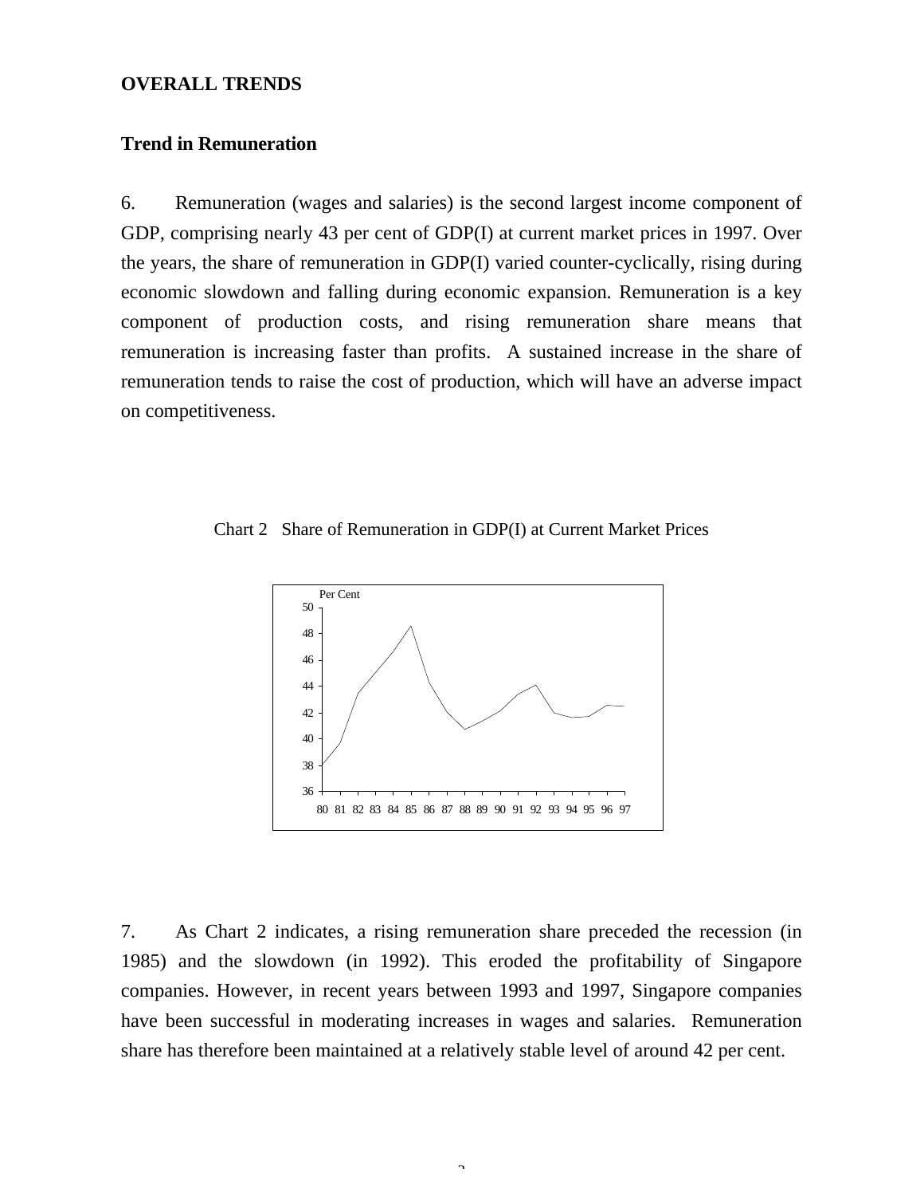**OVERALL TRENDS**

**Trend in Remuneration**

6. Remuneration (wages and salaries) is the second largest income component of GDP, comprising nearly 43 per cent of GDP(I) at current market prices in 1997. Over the years, the share of remuneration in GDP(I) varied counter-cyclically, rising during economic slowdown and falling during economic expansion. Remuneration is a key component of production costs, and rising remuneration share means that remuneration is increasing faster than profits. A sustained increase in the share of remuneration tends to raise the cost of production, which will have an adverse impact on competitiveness.

Chart 2 Share of Remuneration in GDP(I) at Current Market Prices

7. As Chart 2 indicates, a rising remuneration share preceded the recession (in 1985) and the slowdown (in 1992). This eroded the profitability of Singapore companies. However, in recent years between 1993 and 1997, Singapore companies have been successful in moderating increases in wages and salaries. Remuneration share has therefore been maintained at a relatively stable level of around 42 per cent.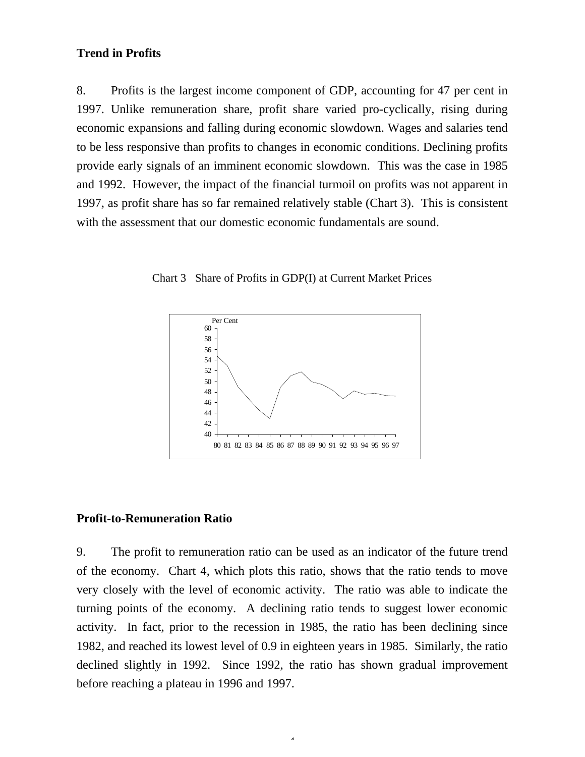## Trend in Profits

8. Profits is the largest income component of GDP, accounting for 47 per cent in 1997. Unlike remuneration share, profit share varied pro-cyclically, rising during economic expansions and falling during economic slowdown. Wages and salaries tend to be less responsive than profits to changes in economic conditions. Declining profits provide early signals of an imminent economic slowdown. This was the case in 1985 and 1992. However, the impact of the financial turmoil on profits was not apparent in 1997, as profit share has so far remained relatively stable (Chart 3). This is consistent with the assessment that our domestic economic fundamentals are sound.

Chart 3 Share of Profits in GDP(I) at Current Market Prices

## Profit-to-Remuneration Ratio

9. The profit to remuneration ratio can be used as an indicator of the future trend of the economy. Chart 4, which plots this ratio, shows that the ratio tends to move very closely with the level of economic activity. The ratio was able to indicate the turning points of the economy. A declining ratio tends to suggest lower economic activity. In fact, prior to the recession in 1985, the ratio has been declining since 1982, and reached its lowest level of 0.9 in eighteen years in 1985. Similarly, the ratio declined slightly in 1992. Since 1992, the ratio has shown gradual improvement before reaching a plateau in 1996 and 1997.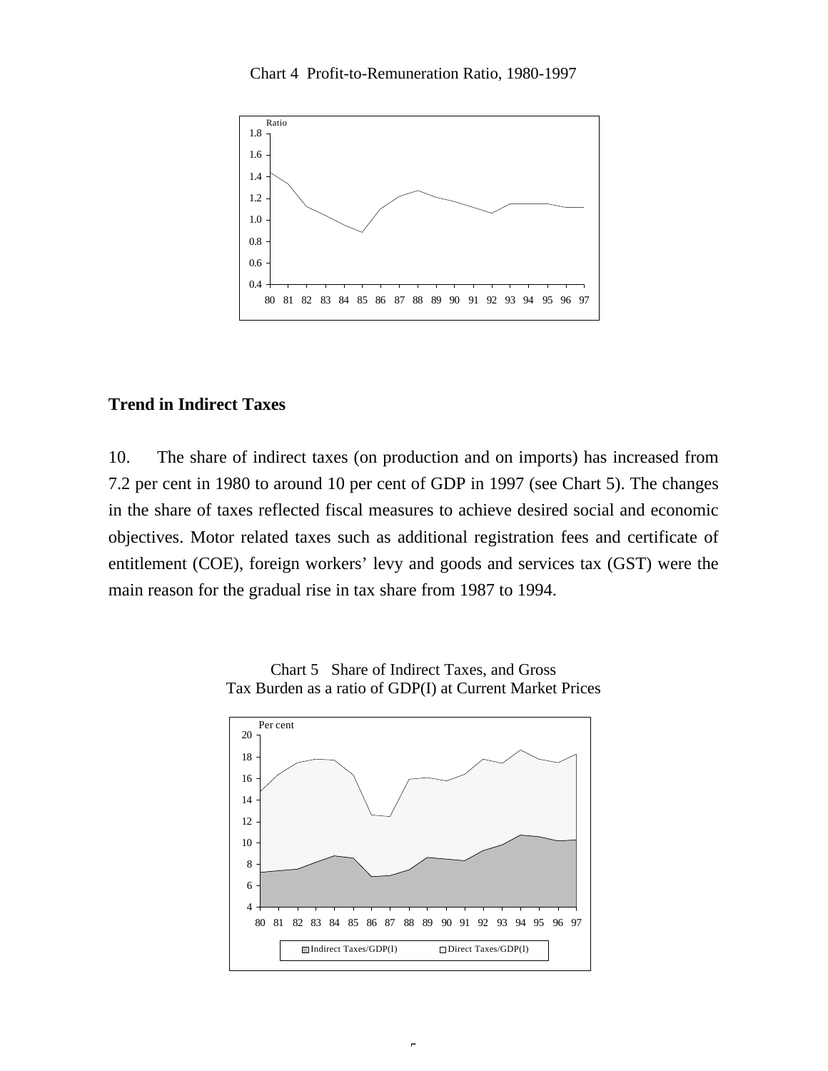Chart 4 Profit-to-Remuneration Ratio, 1980-1997

**Trend in Indirect Taxes**

10. The share of indirect taxes (on production and on imports) has increased from 7.2 per cent in 1980 to around 10 per cent of GDP in 1997 (see Chart 5). The changes in the share of taxes reflected fiscal measures to achieve desired social and economic objectives. Motor related taxes such as additional registration fees and certificate of entitlement (COE), foreign workers' levy and goods and services tax (GST) were the main reason for the gradual rise in tax share from 1987 to 1994.

Chart 5 Share of Indirect Taxes, and Gross Tax Burden as a ratio of GDP(I) at Current Market Prices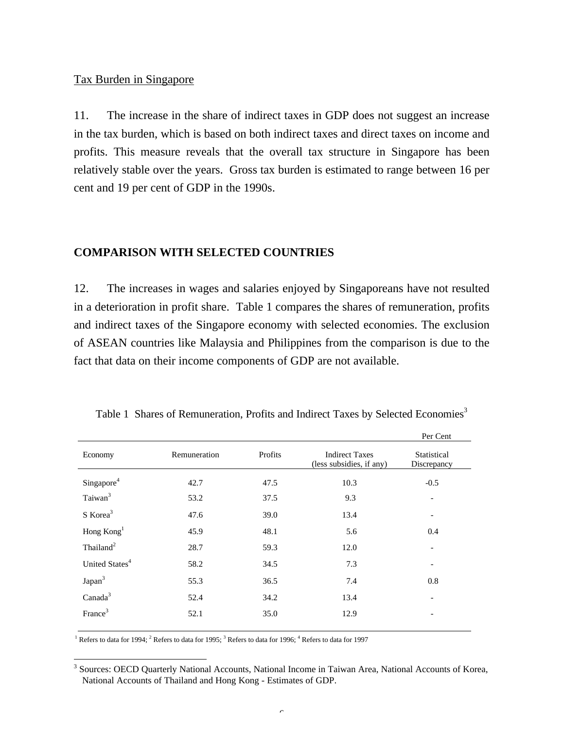Tax Burden in Singapore

11. The increase in the share of indirect taxes in GDP does not suggest an increase in the tax burden, which is based on both indirect taxes and direct taxes on income and profits. This measure reveals that the overall tax structure in Singapore has been relatively stable over the years. Gross tax burden is estimated to range between 16 per cent and 19 per cent of GDP in the 1990s.

## COMPARISON WITH SELECTED COUNTRIES

12. The increases in wages and salaries enjoyed by Singaporeans have not resulted in a deterioration in profit share. Table 1 compares the shares of remuneration, profits and indirect taxes of the Singapore economy with selected economies. The exclusion of ASEAN countries like Malaysia and Philippines from the comparison is due to the fact that data on their income components of GDP are not available.

Table 1 Shares of Remuneration, Profits and Indirect Taxes by Selected Economies[3]

Per Cent

| Economy | Remuneration | Profits | Indirect Taxes (less subsidies, if any) | Statistical Discrepancy |
|---|---|---|---|---|
| Singapore[4] | 42.7 | 47.5 | 10.3 | -0.5 |
| Taiwan[3] | 53.2 | 37.5 | 9.3 | - |
| S Korea[3] | 47.6 | 39.0 | 13.4 | - |
| Hong Kong[1] | 45.9 | 48.1 | 5.6 | 0.4 |
| Thailand[2] | 28.7 | 59.3 | 12.0 | - |
| United States[4] | 58.2 | 34.5 | 7.3 | - |
| Japan[3] | 55.3 | 36.5 | 7.4 | 0.8 |
| Canada[3] | 52.4 | 34.2 | 13.4 | - |
| France[3] | 52.1 | 35.0 | 12.9 | - |

[1] Refers to data for 1994; [2] Refers to data for 1995; [3] Refers to data for 1996; [4] Refers to data for 1997

[3] Sources: OECD Quarterly National Accounts, National Income in Taiwan Area, National Accounts of Korea, National Accounts of Thailand and Hong Kong - Estimates of GDP.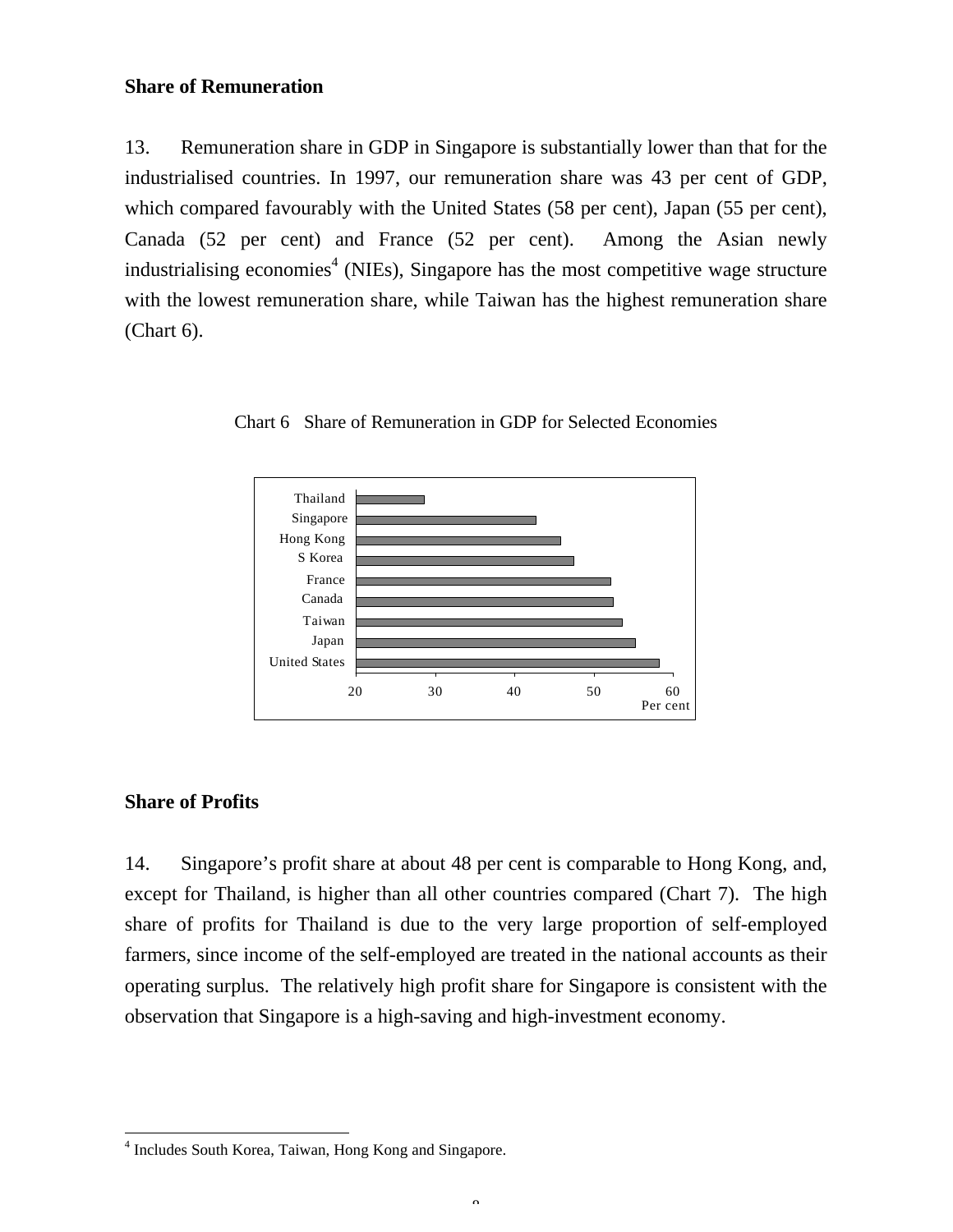**Share of Remuneration**

13. Remuneration share in GDP in Singapore is substantially lower than that for the industrialised countries. In 1997, our remuneration share was 43 per cent of GDP, which compared favourably with the United States (58 per cent), Japan (55 per cent), Canada (52 per cent) and France (52 per cent). Among the Asian newly industrialising economies[4] (NIEs), Singapore has the most competitive wage structure with the lowest remuneration share, while Taiwan has the highest remuneration share (Chart 6).

Chart 6 Share of Remuneration in GDP for Selected Economies

**Share of Profits**

14. Singapore's profit share at about 48 per cent is comparable to Hong Kong, and, except for Thailand, is higher than all other countries compared (Chart 7). The high share of profits for Thailand is due to the very large proportion of self-employed farmers, since income of the self-employed are treated in the national accounts as their operating surplus. The relatively high profit share for Singapore is consistent with the observation that Singapore is a high-saving and high-investment economy.

[4] Includes South Korea, Taiwan, Hong Kong and Singapore.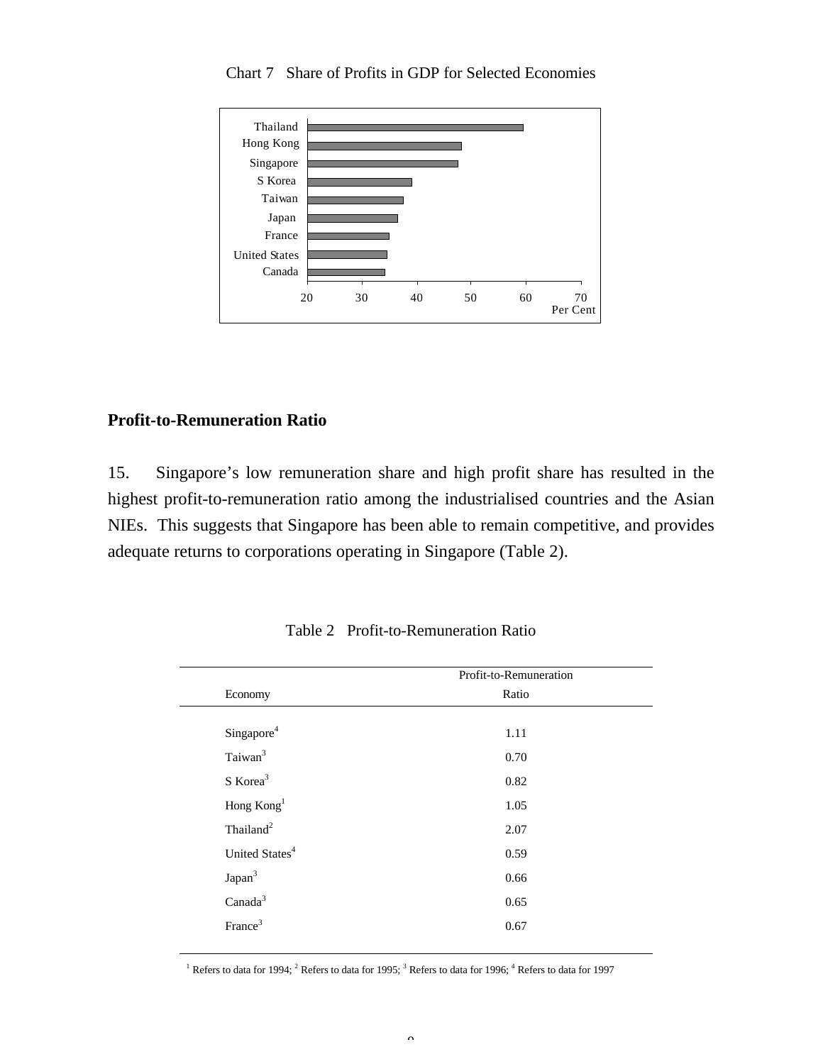Chart 7 Share of Profits in GDP for Selected Economies

## Profit-to-Remuneration Ratio

15. Singapore's low remuneration share and high profit share has resulted in the highest profit-to-remuneration ratio among the industrialised countries and the Asian NIEs. This suggests that Singapore has been able to remain competitive, and provides adequate returns to corporations operating in Singapore (Table 2).

Table 2 Profit-to-Remuneration Ratio

| Economy | Profit-to-Remuneration Ratio |
|---|---|
| Singapore[4] | 1.11 |
| Taiwan[3] | 0.70 |
| S Korea[3] | 0.82 |
| Hong Kong[1] | 1.05 |
| Thailand[2] | 2.07 |
| United States[4] | 0.59 |
| Japan[3] | 0.66 |
| Canada[3] | 0.65 |
| France[3] | 0.67 |

[1] Refers to data for 1994; [2] Refers to data for 1995; [3] Refers to data for 1996; [4] Refers to data for 1997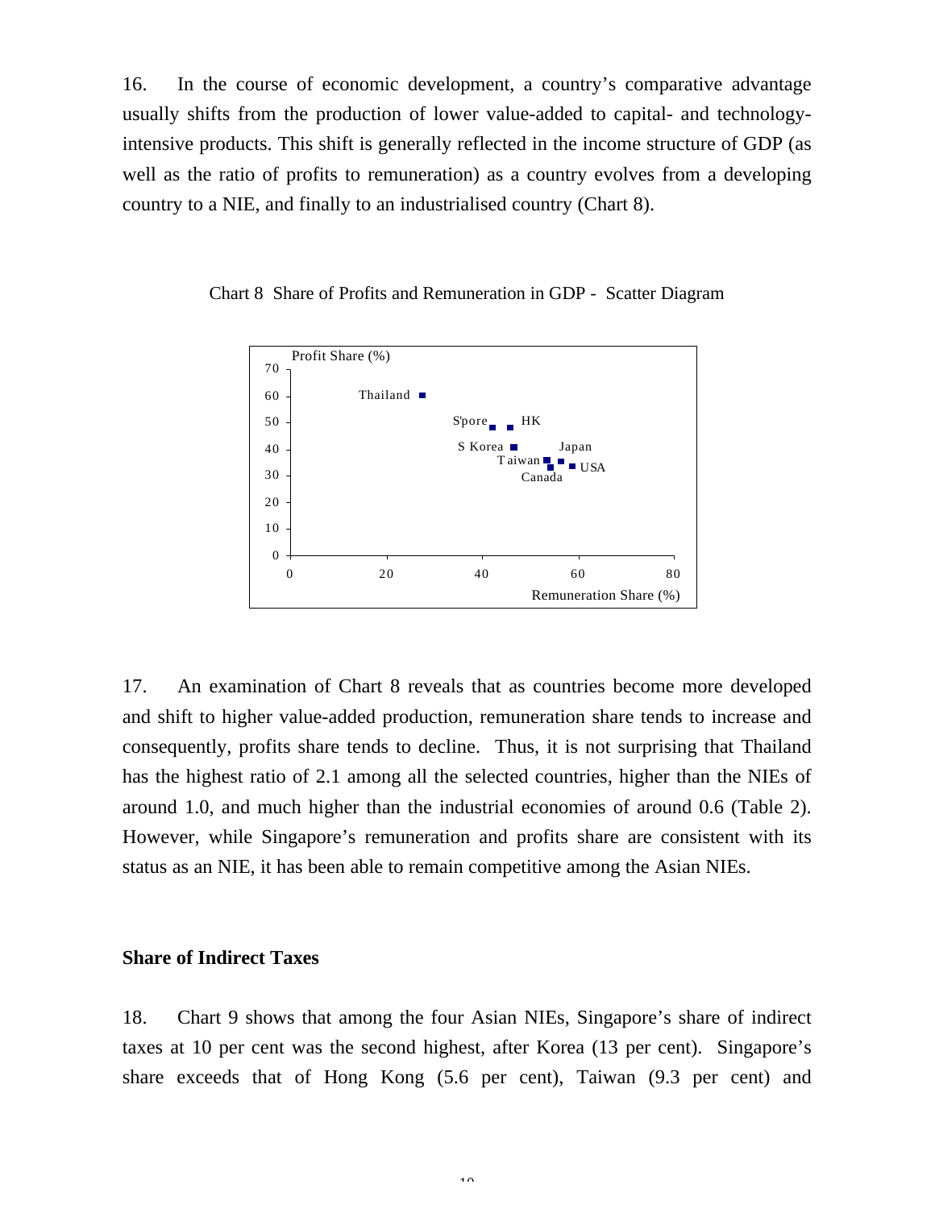16. In the course of economic development, a country's comparative advantage usually shifts from the production of lower value-added to capital- and technology-intensive products. This shift is generally reflected in the income structure of GDP (as well as the ratio of profits to remuneration) as a country evolves from a developing country to a NIE, and finally to an industrialised country (Chart 8).

Chart 8 Share of Profits and Remuneration in GDP - Scatter Diagram

17. An examination of Chart 8 reveals that as countries become more developed and shift to higher value-added production, remuneration share tends to increase and consequently, profits share tends to decline. Thus, it is not surprising that Thailand has the highest ratio of 2.1 among all the selected countries, higher than the NIEs of around 1.0, and much higher than the industrial economies of around 0.6 (Table 2). However, while Singapore's remuneration and profits share are consistent with its status as an NIE, it has been able to remain competitive among the Asian NIEs.

**Share of Indirect Taxes**

18. Chart 9 shows that among the four Asian NIEs, Singapore's share of indirect taxes at 10 per cent was the second highest, after Korea (13 per cent). Singapore's share exceeds that of Hong Kong (5.6 per cent), Taiwan (9.3 per cent) and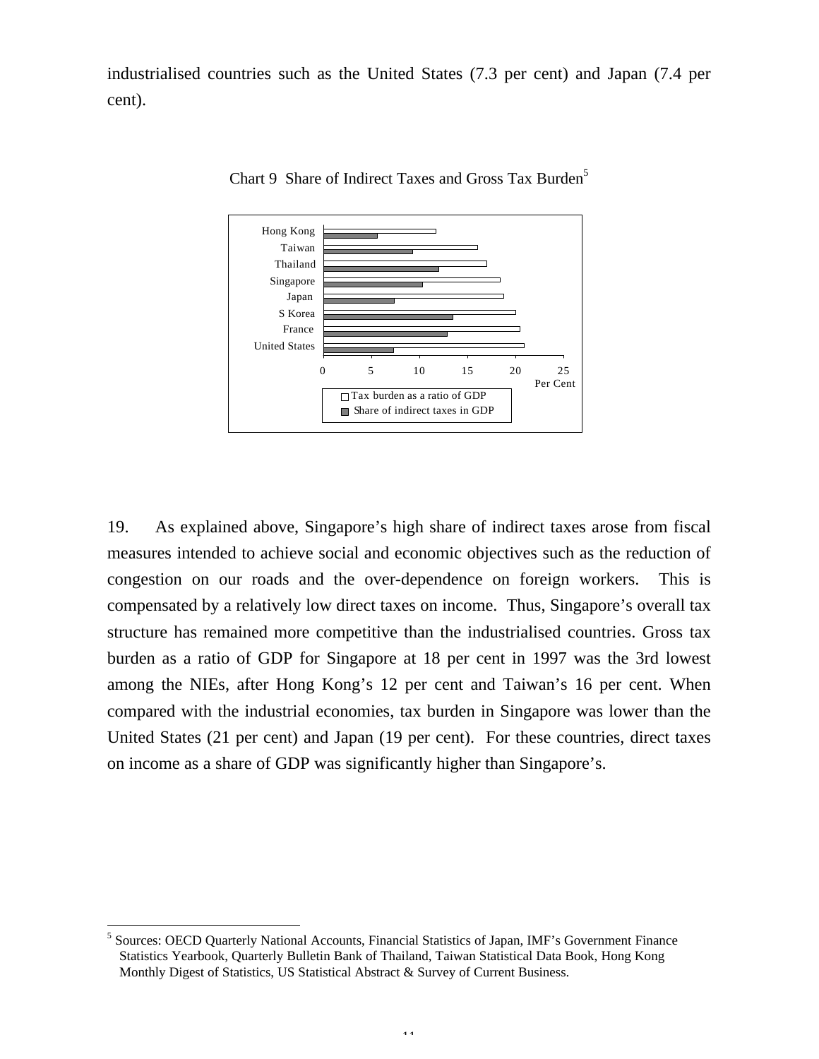industrialised countries such as the United States (7.3 per cent) and Japan (7.4 per cent).

Chart 9 Share of Indirect Taxes and Gross Tax Burden[5]

19. As explained above, Singapore's high share of indirect taxes arose from fiscal measures intended to achieve social and economic objectives such as the reduction of congestion on our roads and the over-dependence on foreign workers. This is compensated by a relatively low direct taxes on income. Thus, Singapore's overall tax structure has remained more competitive than the industrialised countries. Gross tax burden as a ratio of GDP for Singapore at 18 per cent in 1997 was the 3rd lowest among the NIEs, after Hong Kong's 12 per cent and Taiwan's 16 per cent. When compared with the industrial economies, tax burden in Singapore was lower than the United States (21 per cent) and Japan (19 per cent). For these countries, direct taxes on income as a share of GDP was significantly higher than Singapore's.

[5] Sources: OECD Quarterly National Accounts, Financial Statistics of Japan, IMF's Government Finance Statistics Yearbook, Quarterly Bulletin Bank of Thailand, Taiwan Statistical Data Book, Hong Kong Monthly Digest of Statistics, US Statistical Abstract & Survey of Current Business.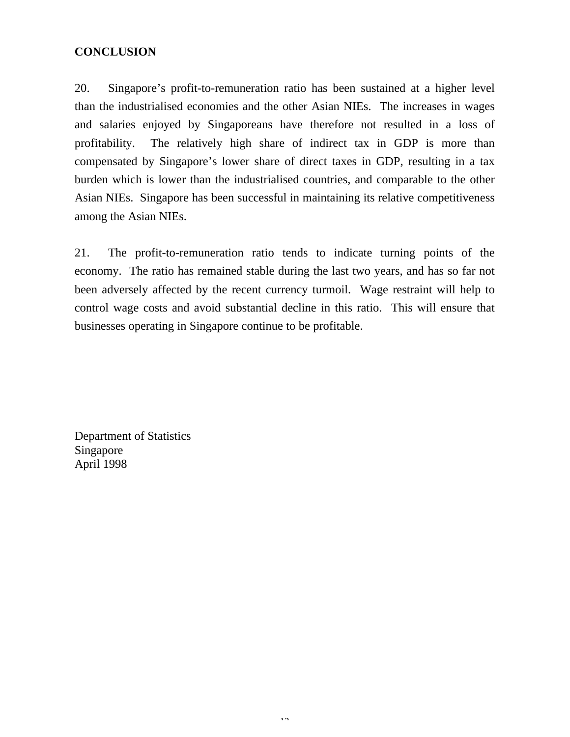## CONCLUSION

20. Singapore's profit-to-remuneration ratio has been sustained at a higher level than the industrialised economies and the other Asian NIEs. The increases in wages and salaries enjoyed by Singaporeans have therefore not resulted in a loss of profitability. The relatively high share of indirect tax in GDP is more than compensated by Singapore's lower share of direct taxes in GDP, resulting in a tax burden which is lower than the industrialised countries, and comparable to the other Asian NIEs. Singapore has been successful in maintaining its relative competitiveness among the Asian NIEs.

21. The profit-to-remuneration ratio tends to indicate turning points of the economy. The ratio has remained stable during the last two years, and has so far not been adversely affected by the recent currency turmoil. Wage restraint will help to control wage costs and avoid substantial decline in this ratio. This will ensure that businesses operating in Singapore continue to be profitable.

Department of Statistics
Singapore
April 1998